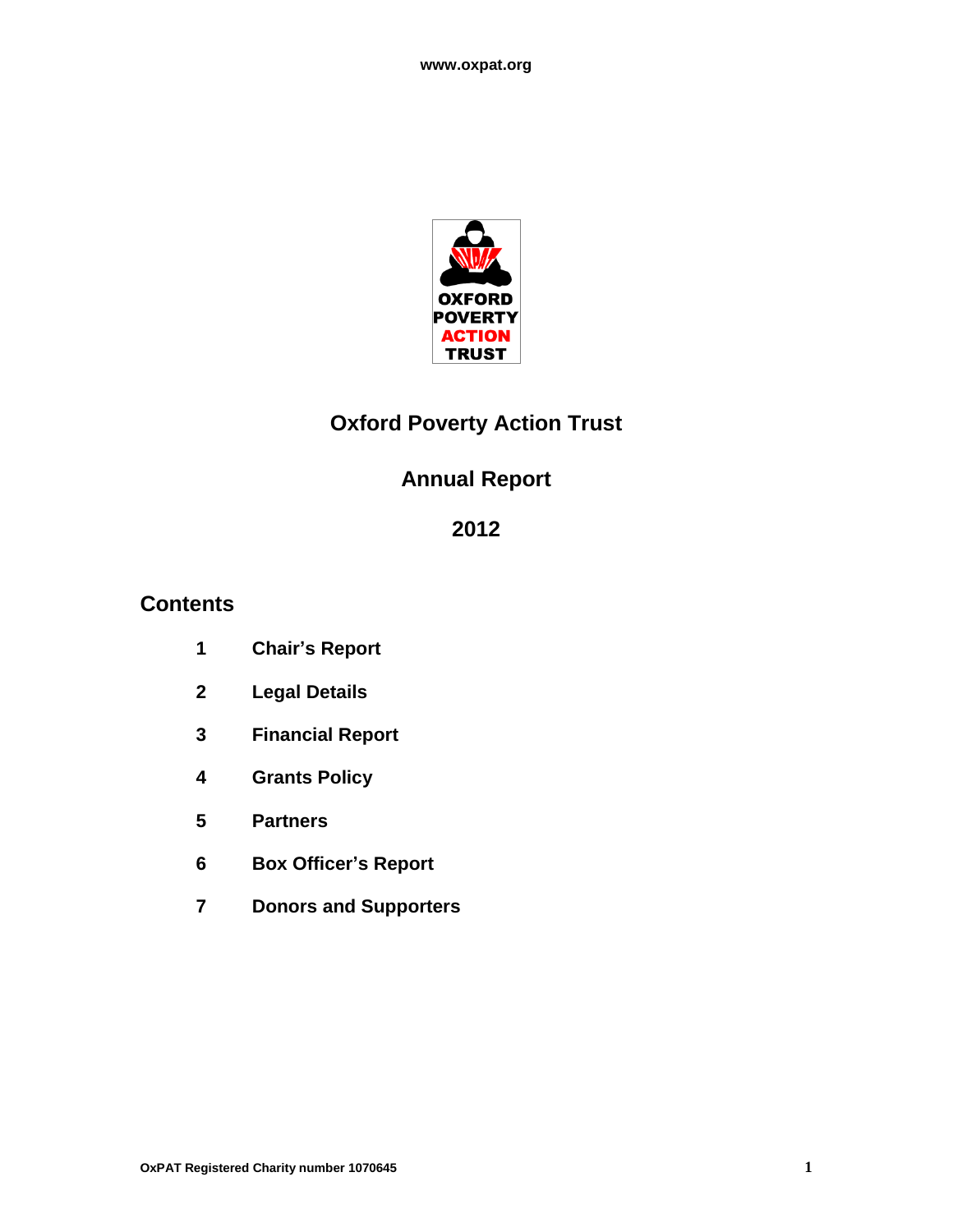www.oxpat.org

OXFORD POVERTY ACTION TRUST

# Oxford Poverty Action Trust

## Annual Report

## 2012

### Contents

1 Chair's Report

2 Legal Details

3 Financial Report

4 Grants Policy

5 Partners

6 Box Officer's Report

7 Donors and Supporters

OxPAT Registered Charity number 1070645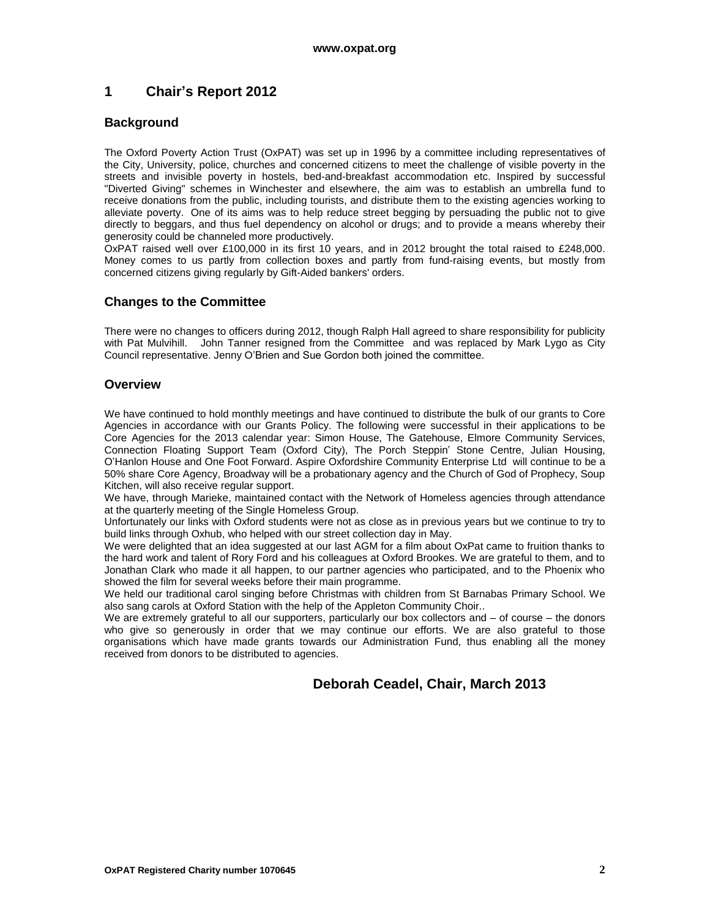# 1 Chair's Report 2012

## Background

The Oxford Poverty Action Trust (OxPAT) was set up in 1996 by a committee including representatives of the City, University, police, churches and concerned citizens to meet the challenge of visible poverty in the streets and invisible poverty in hostels, bed-and-breakfast accommodation etc. Inspired by successful "Diverted Giving" schemes in Winchester and elsewhere, the aim was to establish an umbrella fund to receive donations from the public, including tourists, and distribute them to the existing agencies working to alleviate poverty. One of its aims was to help reduce street begging by persuading the public not to give directly to beggars, and thus fuel dependency on alcohol or drugs; and to provide a means whereby their generosity could be channeled more productively.

OxPAT raised well over £100,000 in its first 10 years, and in 2012 brought the total raised to £248,000. Money comes to us partly from collection boxes and partly from fund-raising events, but mostly from concerned citizens giving regularly by Gift-Aided bankers' orders.

## Changes to the Committee

There were no changes to officers during 2012, though Ralph Hall agreed to share responsibility for publicity with Pat Mulvihill. John Tanner resigned from the Committee and was replaced by Mark Lygo as City Council representative. Jenny O'Brien and Sue Gordon both joined the committee.

## Overview

We have continued to hold monthly meetings and have continued to distribute the bulk of our grants to Core Agencies in accordance with our Grants Policy. The following were successful in their applications to be Core Agencies for the 2013 calendar year: Simon House, The Gatehouse, Elmore Community Services, Connection Floating Support Team (Oxford City), The Porch Steppin' Stone Centre, Julian Housing, O'Hanlon House and One Foot Forward. Aspire Oxfordshire Community Enterprise Ltd will continue to be a 50% share Core Agency, Broadway will be a probationary agency and the Church of God of Prophecy, Soup Kitchen, will also receive regular support.

We have, through Marieke, maintained contact with the Network of Homeless agencies through attendance at the quarterly meeting of the Single Homeless Group.

Unfortunately our links with Oxford students were not as close as in previous years but we continue to try to build links through Oxhub, who helped with our street collection day in May.

We were delighted that an idea suggested at our last AGM for a film about OxPat came to fruition thanks to the hard work and talent of Rory Ford and his colleagues at Oxford Brookes. We are grateful to them, and to Jonathan Clark who made it all happen, to our partner agencies who participated, and to the Phoenix who showed the film for several weeks before their main programme.

We held our traditional carol singing before Christmas with children from St Barnabas Primary School. We also sang carols at Oxford Station with the help of the Appleton Community Choir..

We are extremely grateful to all our supporters, particularly our box collectors and – of course – the donors who give so generously in order that we may continue our efforts. We are also grateful to those organisations which have made grants towards our Administration Fund, thus enabling all the money received from donors to be distributed to agencies.

**Deborah Ceadel, Chair, March 2013**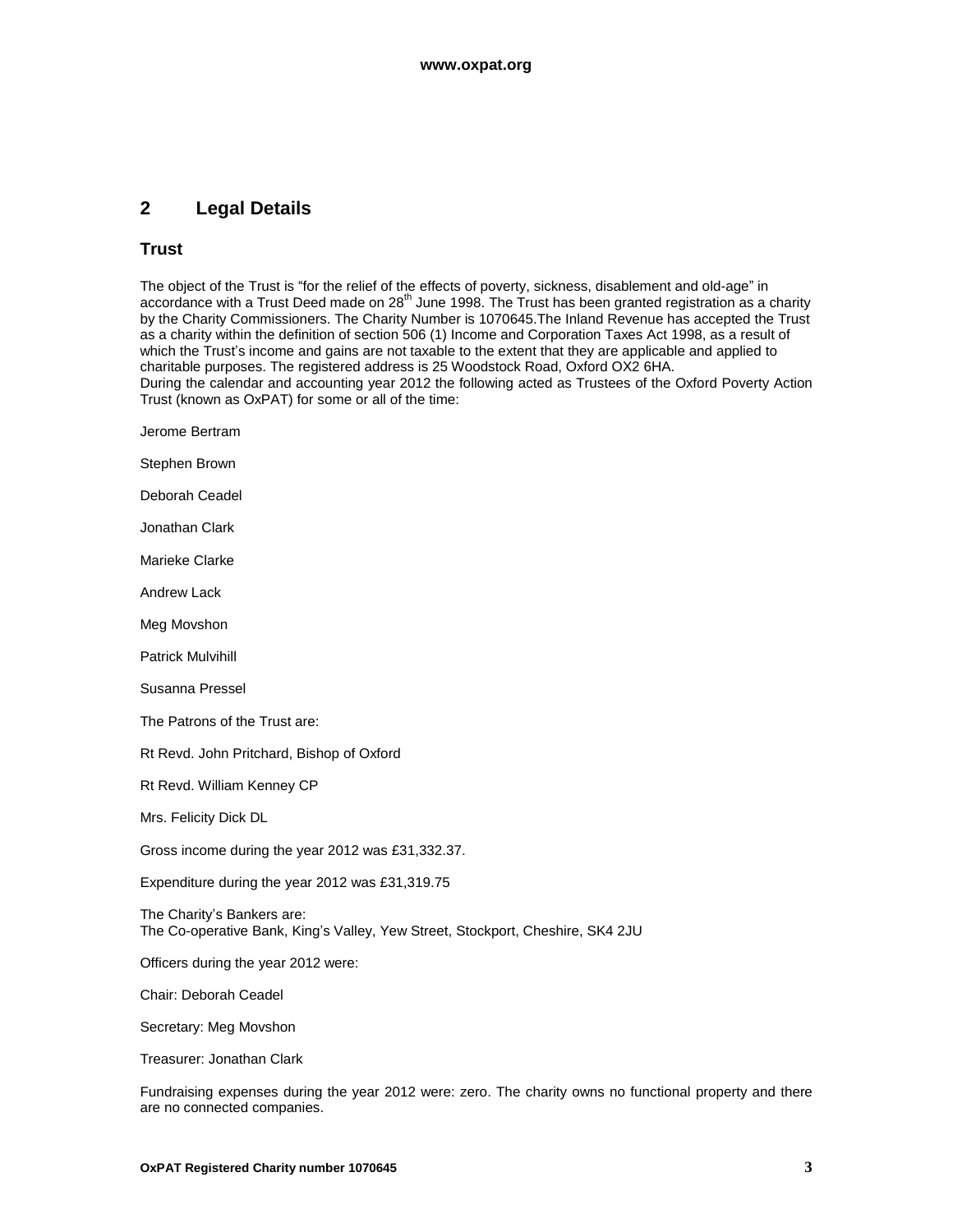## 2 Legal Details

### Trust

The object of the Trust is "for the relief of the effects of poverty, sickness, disablement and old-age" in accordance with a Trust Deed made on 28th June 1998. The Trust has been granted registration as a charity by the Charity Commissioners. The Charity Number is 1070645.The Inland Revenue has accepted the Trust as a charity within the definition of section 506 (1) Income and Corporation Taxes Act 1998, as a result of which the Trust's income and gains are not taxable to the extent that they are applicable and applied to charitable purposes. The registered address is 25 Woodstock Road, Oxford OX2 6HA.
During the calendar and accounting year 2012 the following acted as Trustees of the Oxford Poverty Action Trust (known as OxPAT) for some or all of the time:

Jerome Bertram

Stephen Brown

Deborah Ceadel

Jonathan Clark

Marieke Clarke

Andrew Lack

Meg Movshon

Patrick Mulvihill

Susanna Pressel

The Patrons of the Trust are:

Rt Revd. John Pritchard, Bishop of Oxford

Rt Revd. William Kenney CP

Mrs. Felicity Dick DL

Gross income during the year 2012 was £31,332.37.

Expenditure during the year 2012 was £31,319.75

The Charity's Bankers are:
The Co-operative Bank, King's Valley, Yew Street, Stockport, Cheshire, SK4 2JU

Officers during the year 2012 were:

Chair: Deborah Ceadel

Secretary: Meg Movshon

Treasurer: Jonathan Clark

Fundraising expenses during the year 2012 were: zero. The charity owns no functional property and there are no connected companies.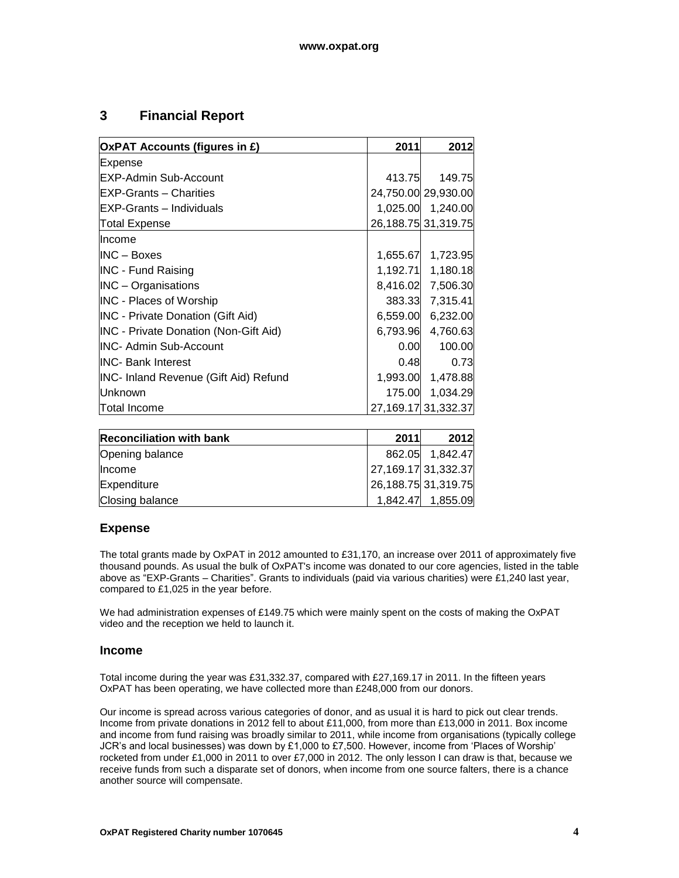## 3 Financial Report

| OxPAT Accounts (figures in £) | 2011 | 2012 |
| --- | --- | --- |
| Expense | | |
| EXP-Admin Sub-Account | 413.75 | 149.75 |
| EXP-Grants – Charities | 24,750.00 | 29,930.00 |
| EXP-Grants – Individuals | 1,025.00 | 1,240.00 |
| Total Expense | 26,188.75 | 31,319.75 |
| Income | | |
| INC – Boxes | 1,655.67 | 1,723.95 |
| INC - Fund Raising | 1,192.71 | 1,180.18 |
| INC – Organisations | 8,416.02 | 7,506.30 |
| INC - Places of Worship | 383.33 | 7,315.41 |
| INC - Private Donation (Gift Aid) | 6,559.00 | 6,232.00 |
| INC - Private Donation (Non-Gift Aid) | 6,793.96 | 4,760.63 |
| INC- Admin Sub-Account | 0.00 | 100.00 |
| INC- Bank Interest | 0.48 | 0.73 |
| INC- Inland Revenue (Gift Aid) Refund | 1,993.00 | 1,478.88 |
| Unknown | 175.00 | 1,034.29 |
| Total Income | 27,169.17 | 31,332.37 |

| Reconciliation with bank | 2011 | 2012 |
| --- | --- | --- |
| Opening balance | 862.05 | 1,842.47 |
| Income | 27,169.17 | 31,332.37 |
| Expenditure | 26,188.75 | 31,319.75 |
| Closing balance | 1,842.47 | 1,855.09 |

### Expense

The total grants made by OxPAT in 2012 amounted to £31,170, an increase over 2011 of approximately five thousand pounds. As usual the bulk of OxPAT's income was donated to our core agencies, listed in the table above as "EXP-Grants – Charities". Grants to individuals (paid via various charities) were £1,240 last year, compared to £1,025 in the year before.

We had administration expenses of £149.75 which were mainly spent on the costs of making the OxPAT video and the reception we held to launch it.

### Income

Total income during the year was £31,332.37, compared with £27,169.17 in 2011. In the fifteen years OxPAT has been operating, we have collected more than £248,000 from our donors.

Our income is spread across various categories of donor, and as usual it is hard to pick out clear trends. Income from private donations in 2012 fell to about £11,000, from more than £13,000 in 2011. Box income and income from fund raising was broadly similar to 2011, while income from organisations (typically college JCR's and local businesses) was down by £1,000 to £7,500. However, income from 'Places of Worship' rocketed from under £1,000 in 2011 to over £7,000 in 2012. The only lesson I can draw is that, because we receive funds from such a disparate set of donors, when income from one source falters, there is a chance another source will compensate.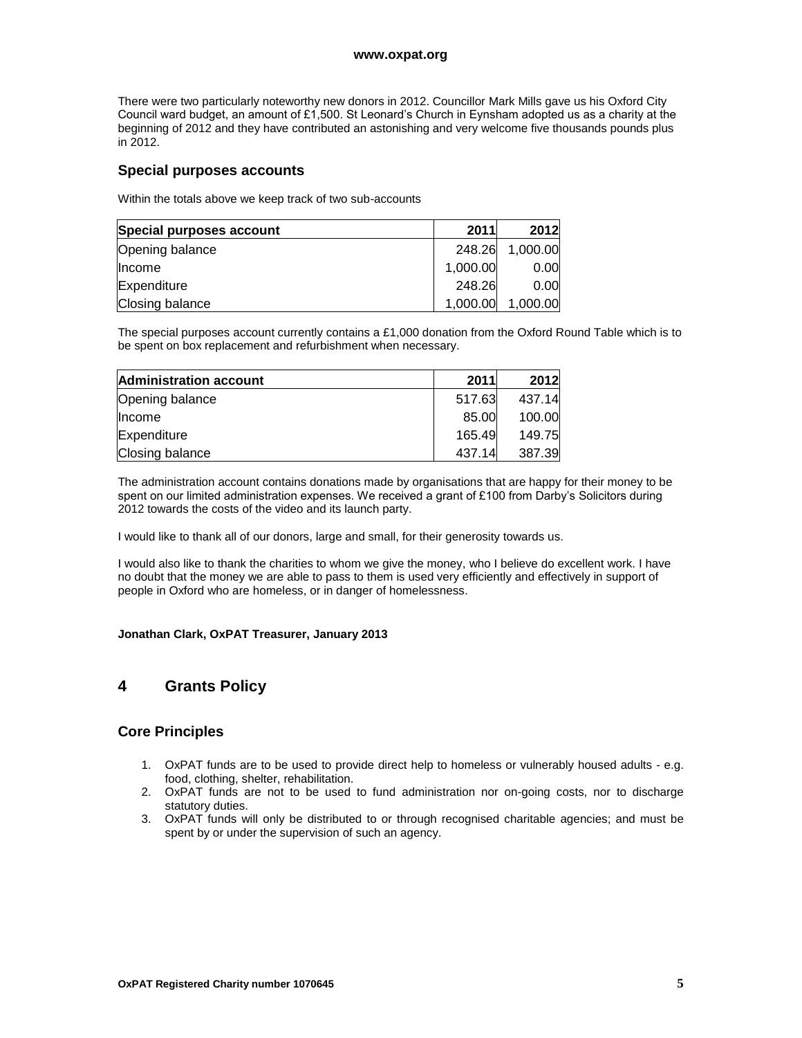There were two particularly noteworthy new donors in 2012. Councillor Mark Mills gave us his Oxford City Council ward budget, an amount of £1,500. St Leonard's Church in Eynsham adopted us as a charity at the beginning of 2012 and they have contributed an astonishing and very welcome five thousands pounds plus in 2012.

### Special purposes accounts

Within the totals above we keep track of two sub-accounts

| Special purposes account | 2011 | 2012 |
|---|---|---|
| Opening balance | 248.26 | 1,000.00 |
| Income | 1,000.00 | 0.00 |
| Expenditure | 248.26 | 0.00 |
| Closing balance | 1,000.00 | 1,000.00 |

The special purposes account currently contains a £1,000 donation from the Oxford Round Table which is to be spent on box replacement and refurbishment when necessary.

| Administration account | 2011 | 2012 |
|---|---|---|
| Opening balance | 517.63 | 437.14 |
| Income | 85.00 | 100.00 |
| Expenditure | 165.49 | 149.75 |
| Closing balance | 437.14 | 387.39 |

The administration account contains donations made by organisations that are happy for their money to be spent on our limited administration expenses. We received a grant of £100 from Darby's Solicitors during 2012 towards the costs of the video and its launch party.

I would like to thank all of our donors, large and small, for their generosity towards us.

I would also like to thank the charities to whom we give the money, who I believe do excellent work. I have no doubt that the money we are able to pass to them is used very efficiently and effectively in support of people in Oxford who are homeless, or in danger of homelessness.

**Jonathan Clark, OxPAT Treasurer, January 2013**

## 4 Grants Policy

### Core Principles

1. OxPAT funds are to be used to provide direct help to homeless or vulnerably housed adults - e.g. food, clothing, shelter, rehabilitation.
2. OxPAT funds are not to be used to fund administration nor on-going costs, nor to discharge statutory duties.
3. OxPAT funds will only be distributed to or through recognised charitable agencies; and must be spent by or under the supervision of such an agency.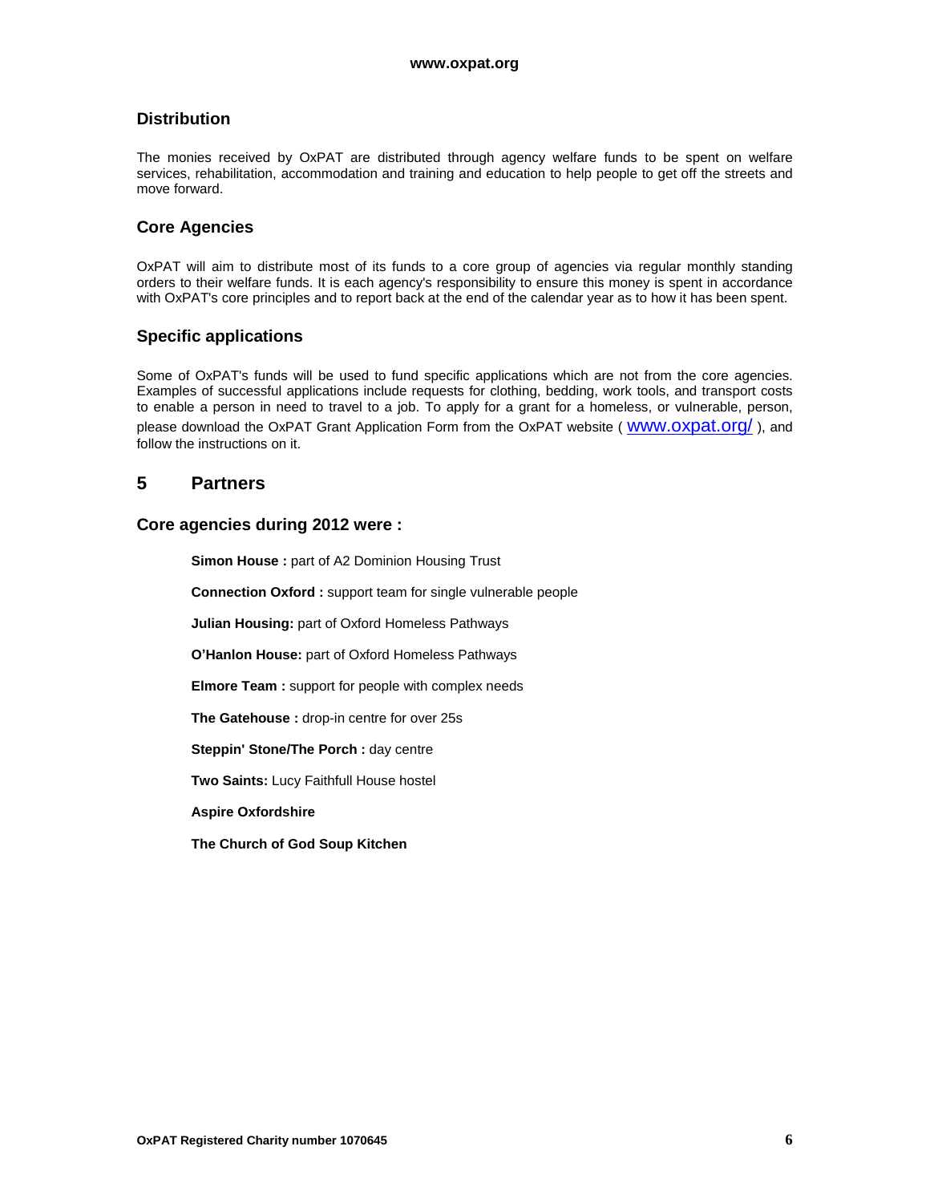### Distribution

The monies received by OxPAT are distributed through agency welfare funds to be spent on welfare services, rehabilitation, accommodation and training and education to help people to get off the streets and move forward.

### Core Agencies

OxPAT will aim to distribute most of its funds to a core group of agencies via regular monthly standing orders to their welfare funds. It is each agency's responsibility to ensure this money is spent in accordance with OxPAT's core principles and to report back at the end of the calendar year as to how it has been spent.

### Specific applications

Some of OxPAT's funds will be used to fund specific applications which are not from the core agencies. Examples of successful applications include requests for clothing, bedding, work tools, and transport costs to enable a person in need to travel to a job. To apply for a grant for a homeless, or vulnerable, person, please download the OxPAT Grant Application Form from the OxPAT website ( www.oxpat.org/ ), and follow the instructions on it.

## 5 Partners

### Core agencies during 2012 were :

**Simon House :** part of A2 Dominion Housing Trust

**Connection Oxford :** support team for single vulnerable people

**Julian Housing:** part of Oxford Homeless Pathways

**O'Hanlon House:** part of Oxford Homeless Pathways

**Elmore Team :** support for people with complex needs

**The Gatehouse :** drop-in centre for over 25s

**Steppin' Stone/The Porch :** day centre

**Two Saints:** Lucy Faithfull House hostel

**Aspire Oxfordshire**

**The Church of God Soup Kitchen**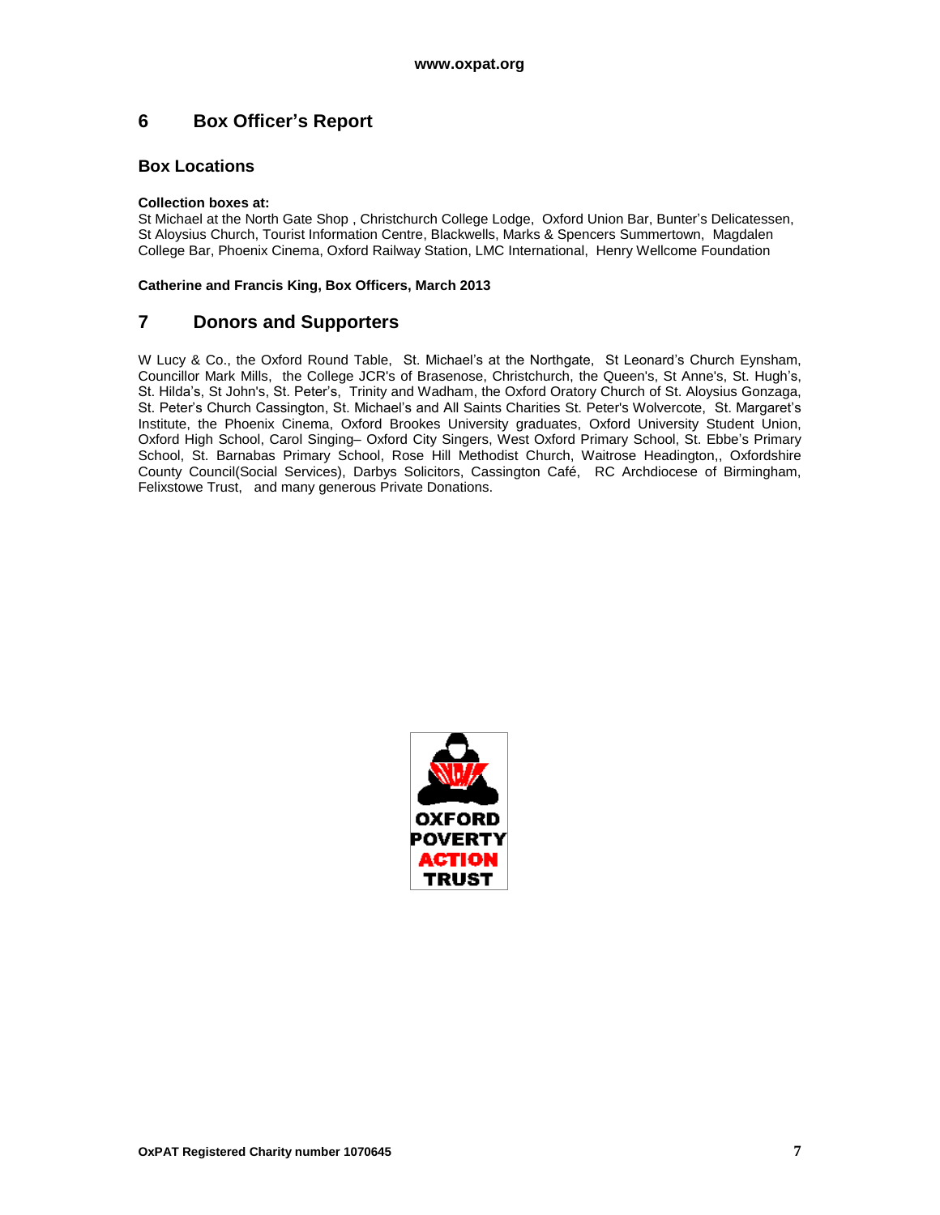## 6 Box Officer's Report

### Box Locations

**Collection boxes at:**

St Michael at the North Gate Shop , Christchurch College Lodge, Oxford Union Bar, Bunter's Delicatessen, St Aloysius Church, Tourist Information Centre, Blackwells, Marks & Spencers Summertown, Magdalen College Bar, Phoenix Cinema, Oxford Railway Station, LMC International, Henry Wellcome Foundation

**Catherine and Francis King, Box Officers, March 2013**

## 7 Donors and Supporters

W Lucy & Co., the Oxford Round Table, St. Michael's at the Northgate, St Leonard's Church Eynsham, Councillor Mark Mills, the College JCR's of Brasenose, Christchurch, the Queen's, St Anne's, St. Hugh's, St. Hilda's, St John's, St. Peter's, Trinity and Wadham, the Oxford Oratory Church of St. Aloysius Gonzaga, St. Peter's Church Cassington, St. Michael's and All Saints Charities St. Peter's Wolvercote, St. Margaret's Institute, the Phoenix Cinema, Oxford Brookes University graduates, Oxford University Student Union, Oxford High School, Carol Singing– Oxford City Singers, West Oxford Primary School, St. Ebbe's Primary School, St. Barnabas Primary School, Rose Hill Methodist Church, Waitrose Headington,, Oxfordshire County Council(Social Services), Darbys Solicitors, Cassington Café, RC Archdiocese of Birmingham, Felixstowe Trust, and many generous Private Donations.

OXFORD POVERTY ACTION TRUST